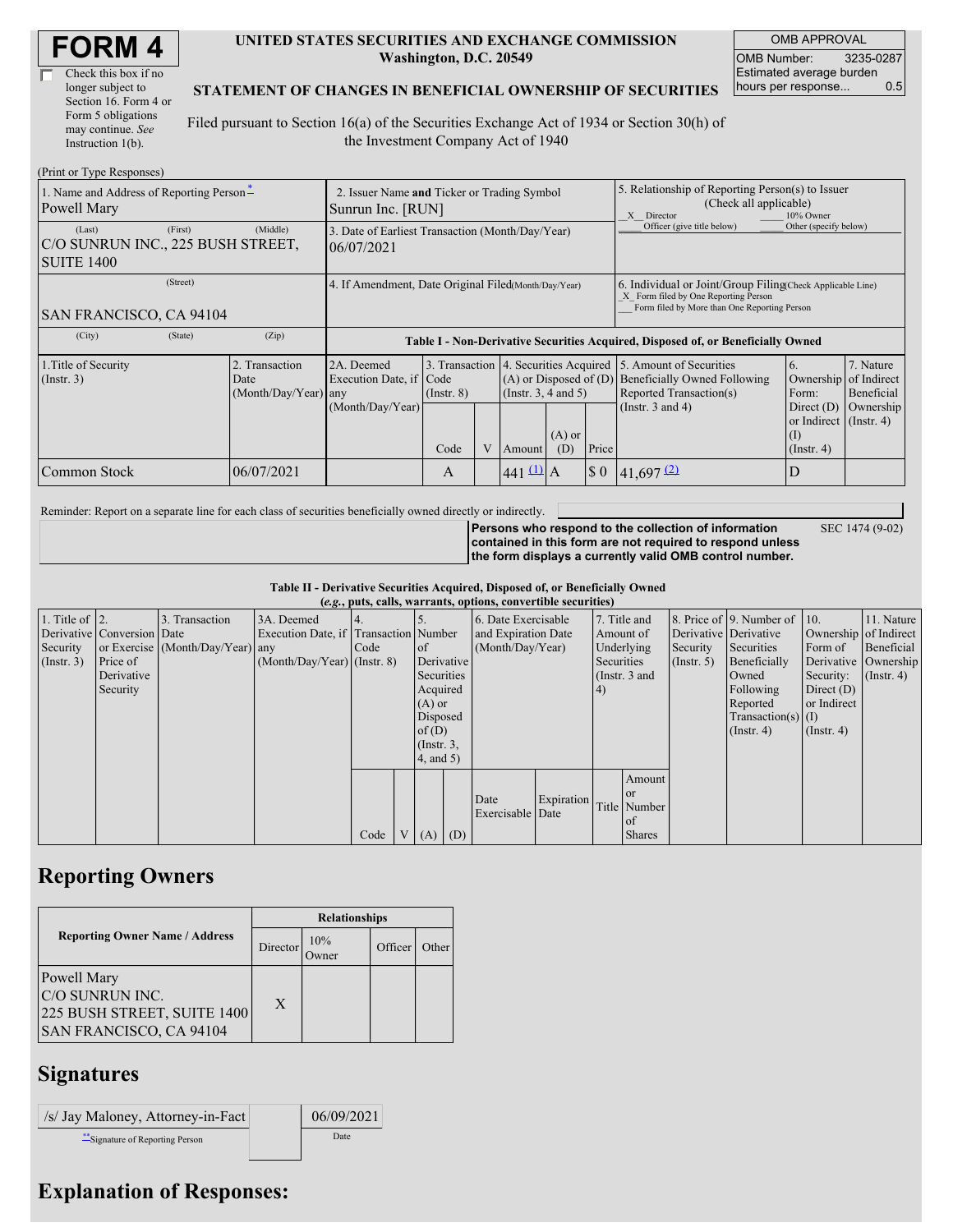# FORM 4

☐ Check this box if no longer subject to Section 16. Form 4 or Form 5 obligations may continue. *See* Instruction 1(b).

**UNITED STATES SECURITIES AND EXCHANGE COMMISSION**
**Washington, D.C. 20549**

**STATEMENT OF CHANGES IN BENEFICIAL OWNERSHIP OF SECURITIES**

Filed pursuant to Section 16(a) of the Securities Exchange Act of 1934 or Section 30(h) of the Investment Company Act of 1940

| OMB APPROVAL | |
|---|---|
| OMB Number: | 3235-0287 |
| Estimated average burden hours per response... | 0.5 |

(Print or Type Responses)

| 1. Name and Address of Reporting Person* | 2. Issuer Name and Ticker or Trading Symbol | 5. Relationship of Reporting Person(s) to Issuer (Check all applicable) |
|---|---|---|
| Powell Mary | Sunrun Inc. [RUN] | _X_ Director ___ 10% Owner ___ Officer (give title below) ___ Other (specify below) |
| (Last) (First) (Middle) C/O SUNRUN INC., 225 BUSH STREET, SUITE 1400 | 3. Date of Earliest Transaction (Month/Day/Year) 06/07/2021 | |
| (Street) SAN FRANCISCO, CA 94104 | 4. If Amendment, Date Original Filed(Month/Day/Year) | 6. Individual or Joint/Group Filing(Check Applicable Line) _X_ Form filed by One Reporting Person ___ Form filed by More than One Reporting Person |
| (City) (State) (Zip) | | |

**Table I - Non-Derivative Securities Acquired, Disposed of, or Beneficially Owned**

| 1.Title of Security (Instr. 3) | 2. Transaction Date (Month/Day/Year) | 2A. Deemed Execution Date, if any (Month/Day/Year) | 3. Transaction Code (Instr. 8) | | 4. Securities Acquired (A) or Disposed of (D) (Instr. 3, 4 and 5) | | | 5. Amount of Securities Beneficially Owned Following Reported Transaction(s) (Instr. 3 and 4) | 6. Ownership Form: Direct (D) or Indirect (I) (Instr. 4) | 7. Nature of Indirect Beneficial Ownership (Instr. 4) |
|---|---|---|---|---|---|---|---|---|---|---|
| | | | Code | V | Amount | (A) or (D) | Price | | | |
| Common Stock | 06/07/2021 | | A | | 441 (1) | A | $ 0 | 41,697 (2) | D | |

Reminder: Report on a separate line for each class of securities beneficially owned directly or indirectly.

**Persons who respond to the collection of information contained in this form are not required to respond unless the form displays a currently valid OMB control number.** SEC 1474 (9-02)

**Table II - Derivative Securities Acquired, Disposed of, or Beneficially Owned**
**(*e.g.*, puts, calls, warrants, options, convertible securities)**

| 1. Title of Derivative Security (Instr. 3) | 2. Conversion or Exercise Price of Derivative Security | 3. Transaction Date (Month/Day/Year) | 3A. Deemed Execution Date, if any (Month/Day/Year) | 4. Transaction Code (Instr. 8) | | 5. Number of Derivative Securities Acquired (A) or Disposed of (D) (Instr. 3, 4, and 5) | | 6. Date Exercisable and Expiration Date (Month/Day/Year) | | 7. Title and Amount of Underlying Securities (Instr. 3 and 4) | | 8. Price of Derivative Security (Instr. 5) | 9. Number of Derivative Securities Beneficially Owned Following Reported Transaction(s) (Instr. 4) | 10. Ownership Form of Derivative Security: Direct (D) or Indirect (I) (Instr. 4) | 11. Nature of Indirect Beneficial Ownership (Instr. 4) |
|---|---|---|---|---|---|---|---|---|---|---|---|---|---|---|---|
| | | | | Code | V | (A) | (D) | Date Exercisable | Expiration Date | Title | Amount or Number of Shares | | | | |

## Reporting Owners

| Reporting Owner Name / Address | Relationships | | | |
|---|---|---|---|---|
| | Director | 10% Owner | Officer | Other |
| Powell Mary C/O SUNRUN INC. 225 BUSH STREET, SUITE 1400 SAN FRANCISCO, CA 94104 | X | | | |

## Signatures

| /s/ Jay Maloney, Attorney-in-Fact | | 06/09/2021 |
|---|---|---|
| **Signature of Reporting Person | | Date |

## Explanation of Responses: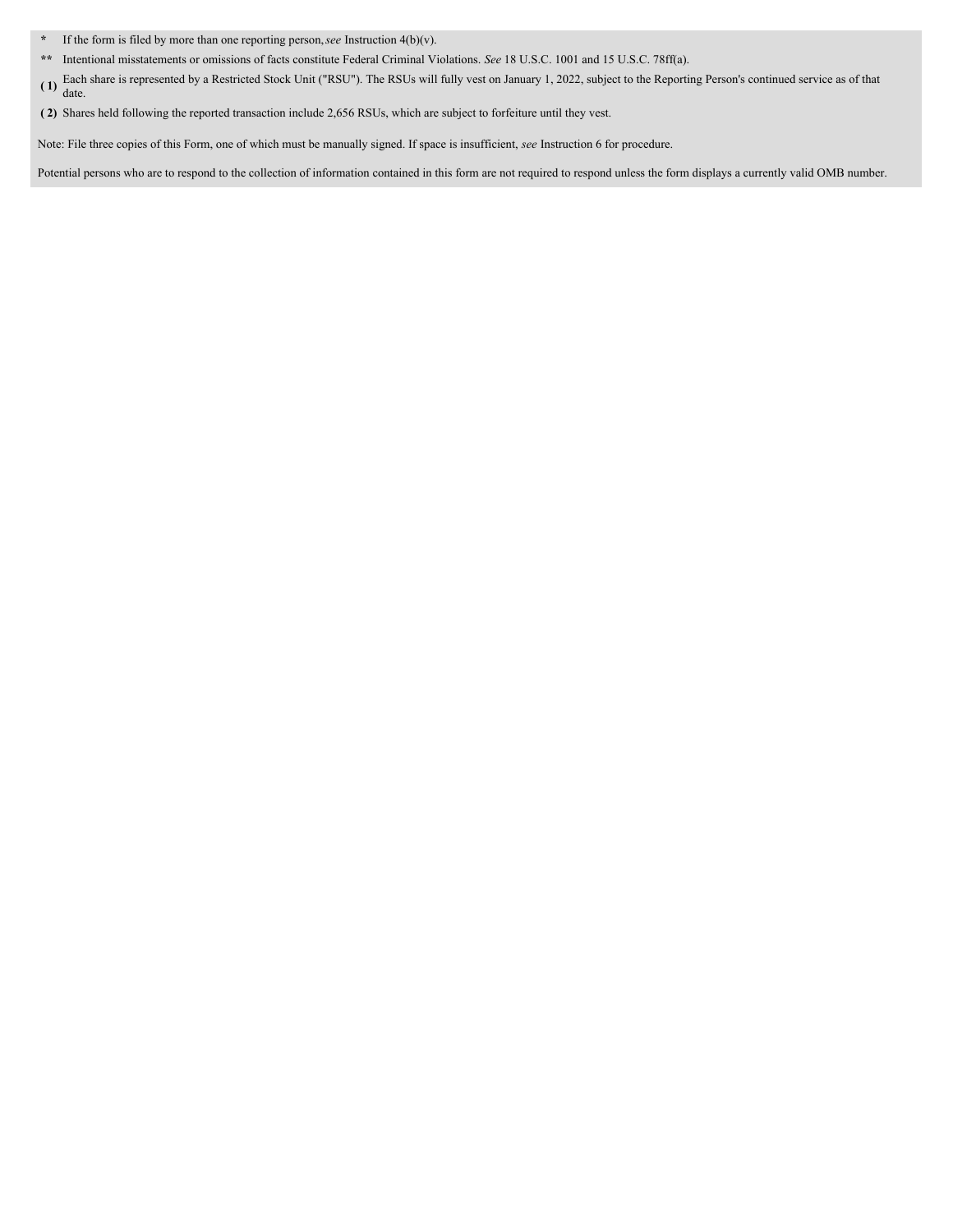* If the form is filed by more than one reporting person, *see* Instruction 4(b)(v).

** Intentional misstatements or omissions of facts constitute Federal Criminal Violations. *See* 18 U.S.C. 1001 and 15 U.S.C. 78ff(a).

**( 1 )** Each share is represented by a Restricted Stock Unit ("RSU"). The RSUs will fully vest on January 1, 2022, subject to the Reporting Person's continued service as of that date.

**( 2 )** Shares held following the reported transaction include 2,656 RSUs, which are subject to forfeiture until they vest.

Note: File three copies of this Form, one of which must be manually signed. If space is insufficient, *see* Instruction 6 for procedure.

Potential persons who are to respond to the collection of information contained in this form are not required to respond unless the form displays a currently valid OMB number.